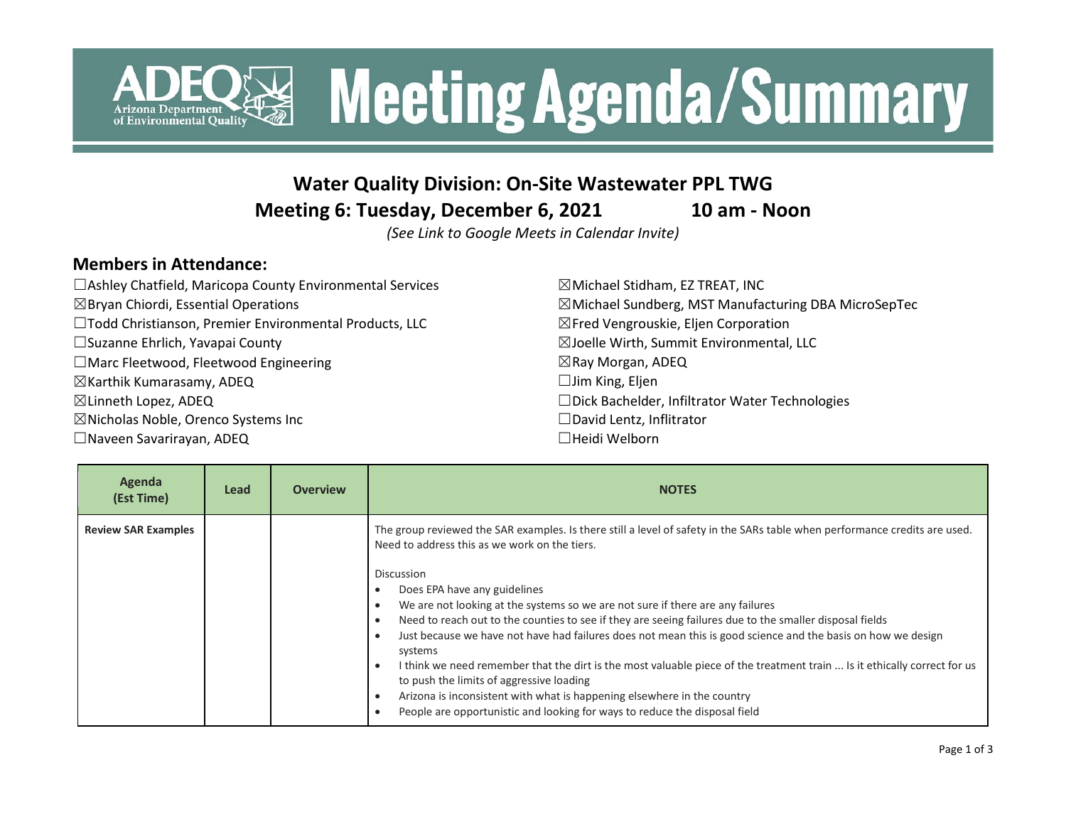# Meeting Agenda/Summary

## Water Quality Division: On-Site Wastewater PPL TWG

## Meeting 6: Tuesday, December 6, 2021 10 am - Noon

*(See Link to Google Meets in Calendar Invite)*

## Members in Attendance:

☐Ashley Chatfield, Maricopa County Environmental Services
☒Bryan Chiordi, Essential Operations
☐Todd Christianson, Premier Environmental Products, LLC
☐Suzanne Ehrlich, Yavapai County
☐Marc Fleetwood, Fleetwood Engineering
☒Karthik Kumarasamy, ADEQ
☒Linneth Lopez, ADEQ
☒Nicholas Noble, Orenco Systems Inc
☐Naveen Savarirayan, ADEQ
☒Michael Stidham, EZ TREAT, INC
☒Michael Sundberg, MST Manufacturing DBA MicroSepTec
☒Fred Vengrouskie, Eljen Corporation
☒Joelle Wirth, Summit Environmental, LLC
☒Ray Morgan, ADEQ
☐Jim King, Eljen
☐Dick Bachelder, Infiltrator Water Technologies
☐David Lentz, Inflitrator
☐Heidi Welborn

| Agenda (Est Time) | Lead | Overview | NOTES |
|---|---|---|---|
| **Review SAR Examples** | | | The group reviewed the SAR examples. Is there still a level of safety in the SARs table when performance credits are used. Need to address this as we work on the tiers.<br><br>Discussion<br>• Does EPA have any guidelines<br>• We are not looking at the systems so we are not sure if there are any failures<br>• Need to reach out to the counties to see if they are seeing failures due to the smaller disposal fields<br>• Just because we have not have had failures does not mean this is good science and the basis on how we design systems<br>• I think we need remember that the dirt is the most valuable piece of the treatment train ... Is it ethically correct for us to push the limits of aggressive loading<br>• Arizona is inconsistent with what is happening elsewhere in the country<br>• People are opportunistic and looking for ways to reduce the disposal field |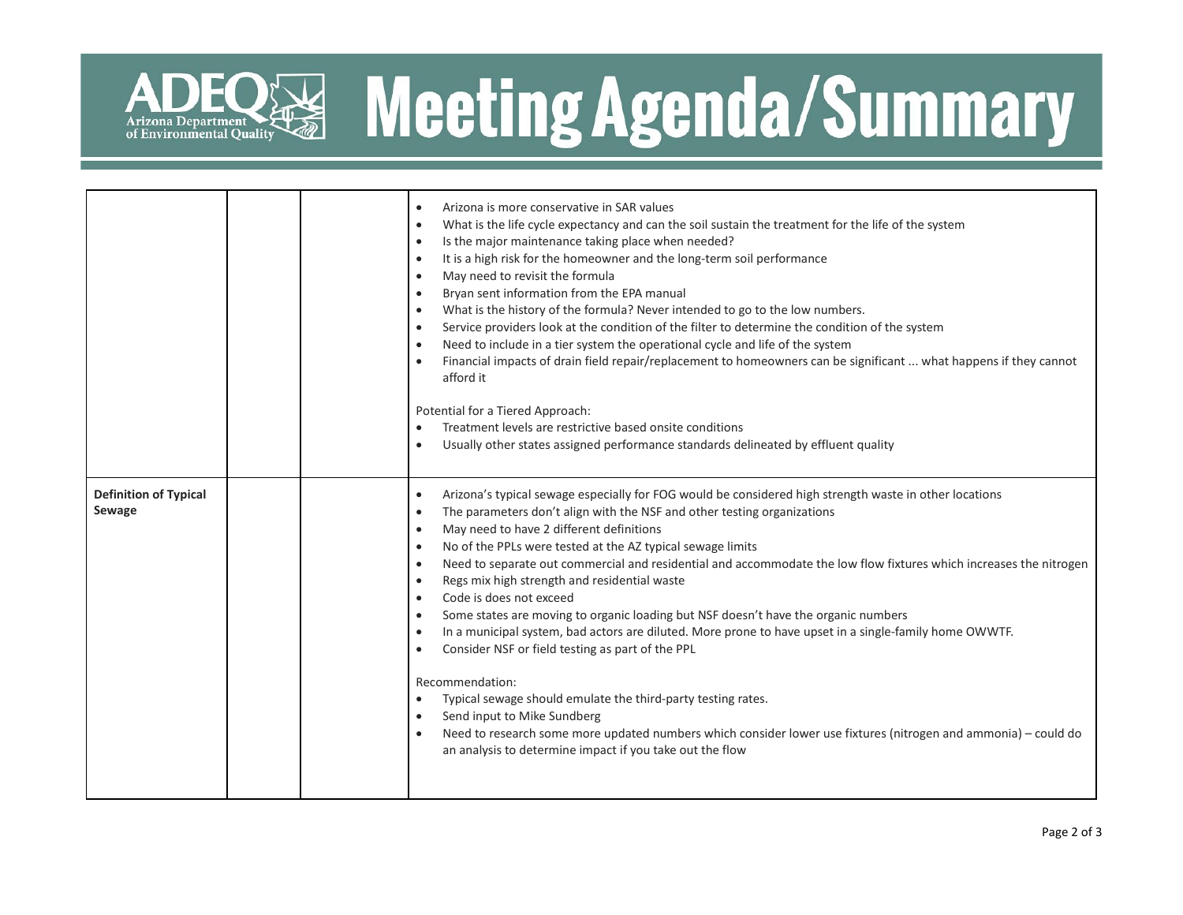| | | | |
|---|---|---|---|
| | | | • Arizona is more conservative in SAR values<br>• What is the life cycle expectancy and can the soil sustain the treatment for the life of the system<br>• Is the major maintenance taking place when needed?<br>• It is a high risk for the homeowner and the long-term soil performance<br>• May need to revisit the formula<br>• Bryan sent information from the EPA manual<br>• What is the history of the formula? Never intended to go to the low numbers.<br>• Service providers look at the condition of the filter to determine the condition of the system<br>• Need to include in a tier system the operational cycle and life of the system<br>• Financial impacts of drain field repair/replacement to homeowners can be significant ... what happens if they cannot afford it<br><br>Potential for a Tiered Approach:<br>• Treatment levels are restrictive based onsite conditions<br>• Usually other states assigned performance standards delineated by effluent quality |
| **Definition of Typical Sewage** | | | • Arizona's typical sewage especially for FOG would be considered high strength waste in other locations<br>• The parameters don't align with the NSF and other testing organizations<br>• May need to have 2 different definitions<br>• No of the PPLs were tested at the AZ typical sewage limits<br>• Need to separate out commercial and residential and accommodate the low flow fixtures which increases the nitrogen<br>• Regs mix high strength and residential waste<br>• Code is does not exceed<br>• Some states are moving to organic loading but NSF doesn't have the organic numbers<br>• In a municipal system, bad actors are diluted. More prone to have upset in a single-family home OWWTF.<br>• Consider NSF or field testing as part of the PPL<br><br>Recommendation:<br>• Typical sewage should emulate the third-party testing rates.<br>• Send input to Mike Sundberg<br>• Need to research some more updated numbers which consider lower use fixtures (nitrogen and ammonia) – could do an analysis to determine impact if you take out the flow |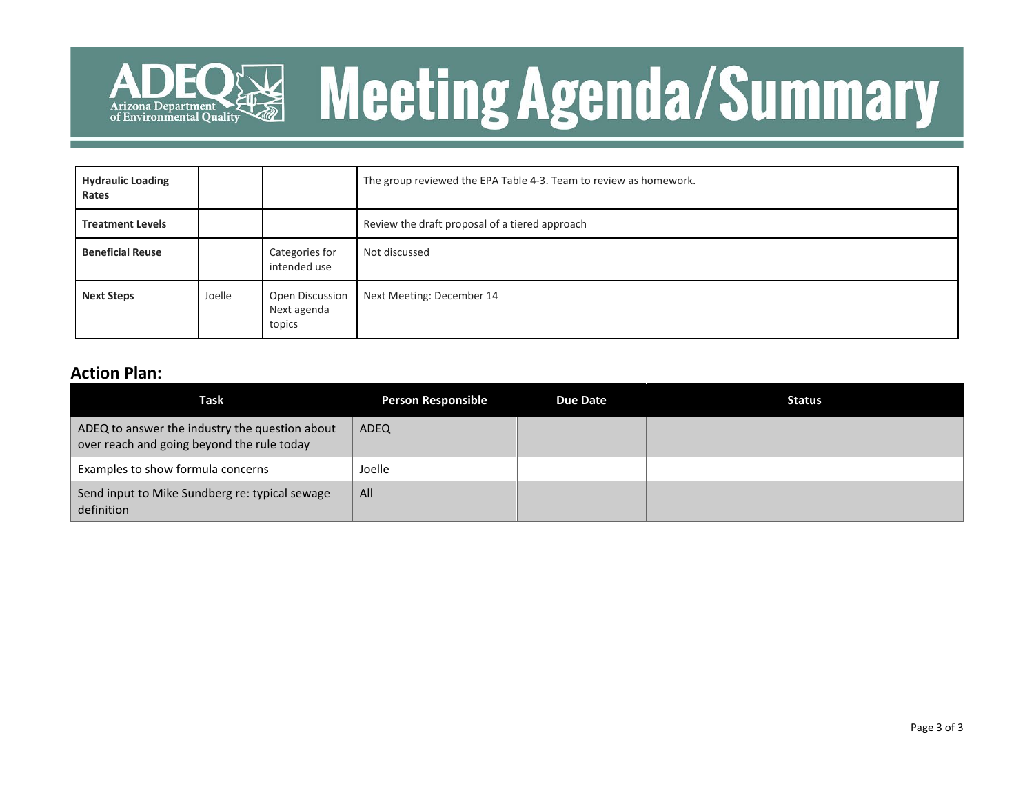| | | | |
|---|---|---|---|
| **Hydraulic Loading Rates** | | | The group reviewed the EPA Table 4-3. Team to review as homework. |
| **Treatment Levels** | | | Review the draft proposal of a tiered approach |
| **Beneficial Reuse** | | Categories for intended use | Not discussed |
| **Next Steps** | Joelle | Open Discussion Next agenda topics | Next Meeting: December 14 |

## Action Plan:

| Task | Person Responsible | Due Date | Status |
|---|---|---|---|
| ADEQ to answer the industry the question about over reach and going beyond the rule today | ADEQ | | |
| Examples to show formula concerns | Joelle | | |
| Send input to Mike Sundberg re: typical sewage definition | All | | |